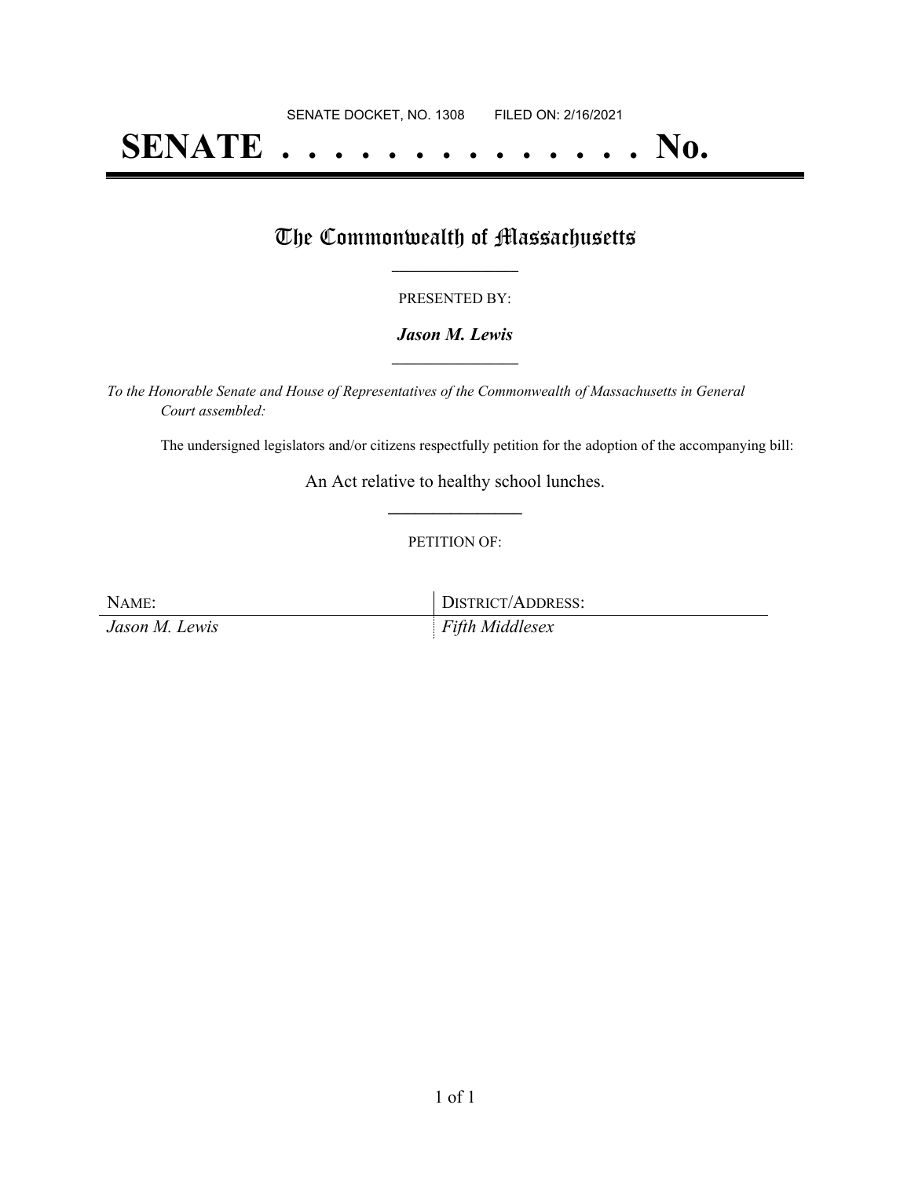SENATE DOCKET, NO. 1308        FILED ON: 2/16/2021

# SENATE . . . . . . . . . . . . . . No.

## The Commonwealth of Massachusetts

PRESENTED BY:

***Jason M. Lewis***

*To the Honorable Senate and House of Representatives of the Commonwealth of Massachusetts in General Court assembled:*

The undersigned legislators and/or citizens respectfully petition for the adoption of the accompanying bill:

An Act relative to healthy school lunches.

PETITION OF:

| NAME: | DISTRICT/ADDRESS: |
| --- | --- |
| *Jason M. Lewis* | *Fifth Middlesex* |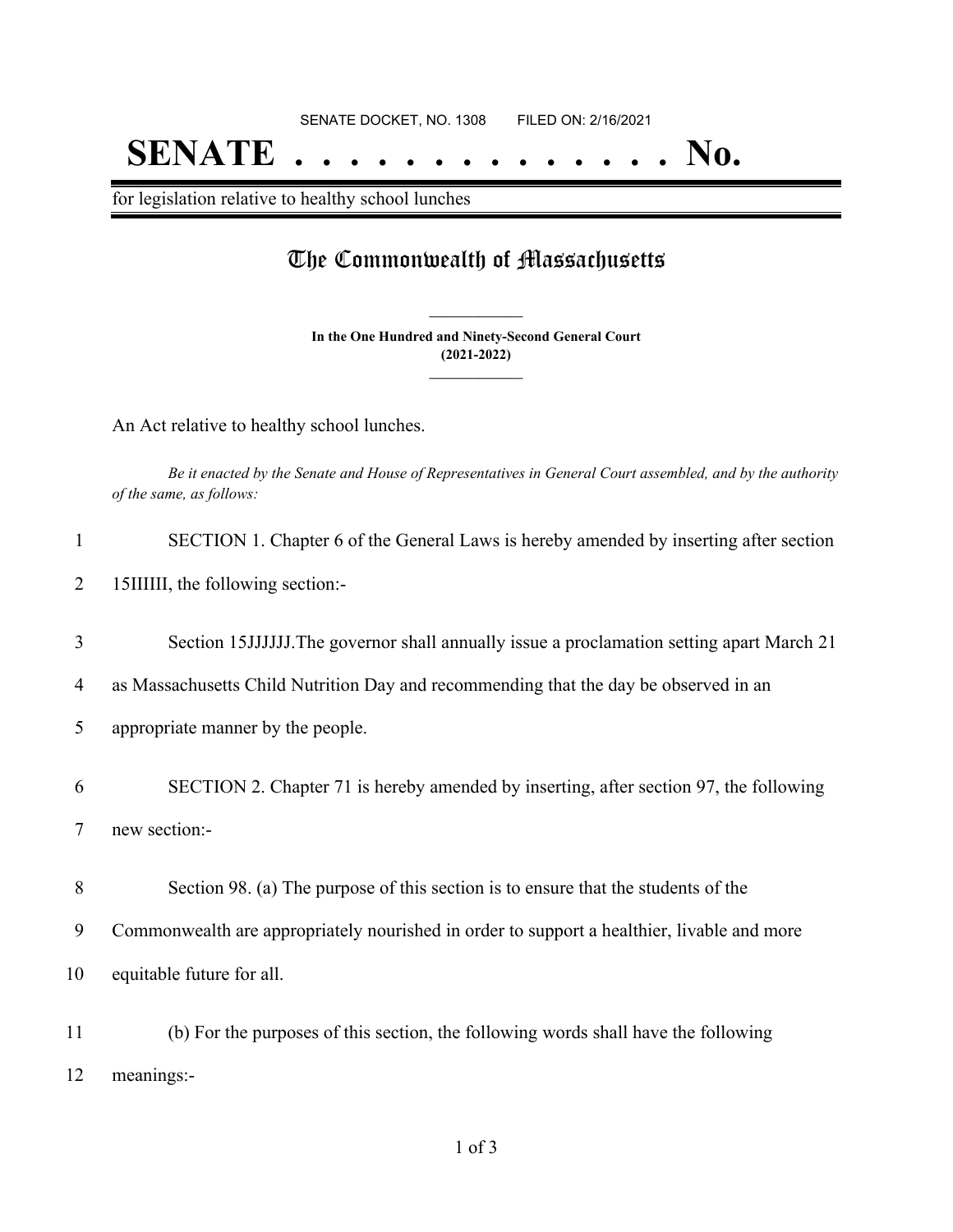SENATE DOCKET, NO. 1308        FILED ON: 2/16/2021

# SENATE . . . . . . . . . . . . . . No.

for legislation relative to healthy school lunches

## The Commonwealth of Massachusetts

**In the One Hundred and Ninety-Second General Court**
**(2021-2022)**

An Act relative to healthy school lunches.

*Be it enacted by the Senate and House of Representatives in General Court assembled, and by the authority of the same, as follows:*

1 SECTION 1. Chapter 6 of the General Laws is hereby amended by inserting after section
2 15IIIIII, the following section:-

3 Section 15JJJJJJ.The governor shall annually issue a proclamation setting apart March 21
4 as Massachusetts Child Nutrition Day and recommending that the day be observed in an
5 appropriate manner by the people.

6 SECTION 2. Chapter 71 is hereby amended by inserting, after section 97, the following
7 new section:-

8 Section 98. (a) The purpose of this section is to ensure that the students of the
9 Commonwealth are appropriately nourished in order to support a healthier, livable and more
10 equitable future for all.

11 (b) For the purposes of this section, the following words shall have the following
12 meanings:-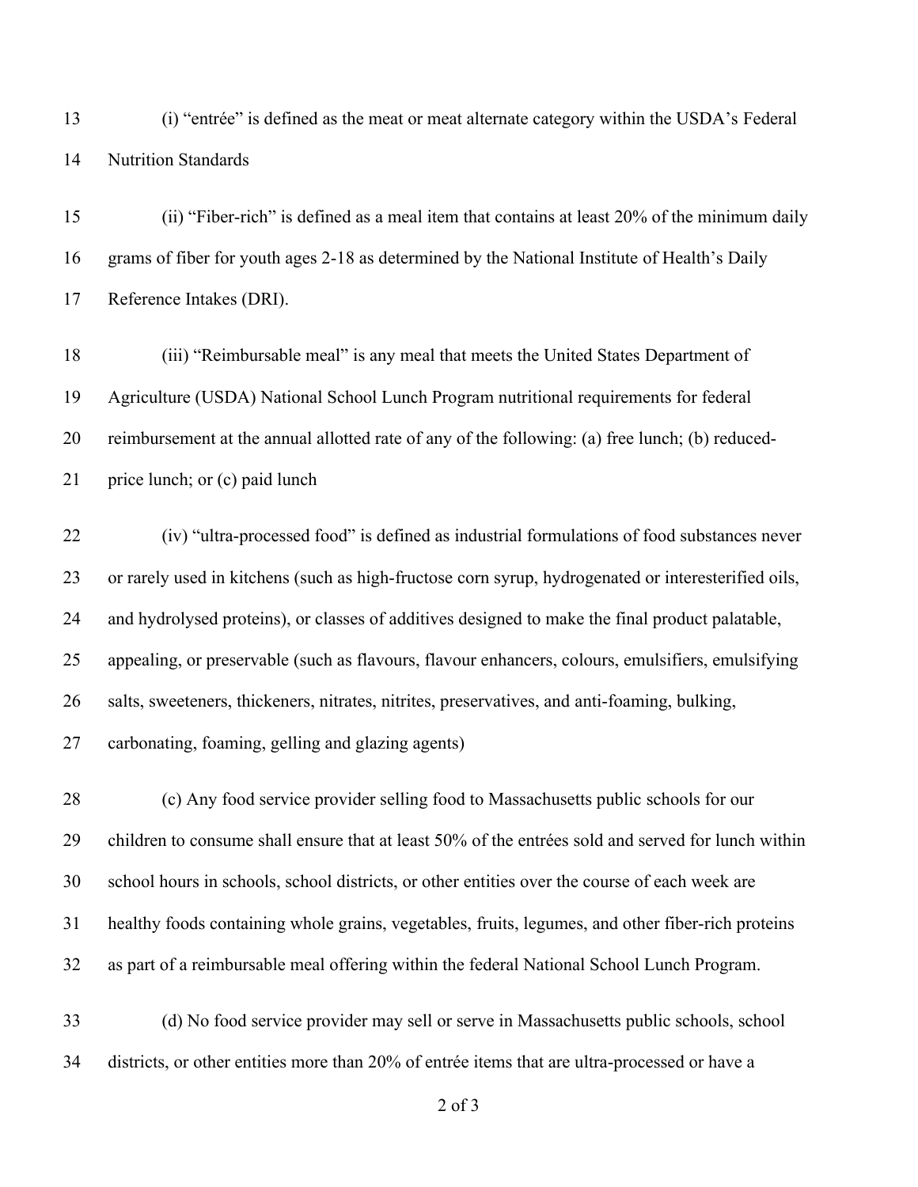(i) “entrée” is defined as the meat or meat alternate category within the USDA’s Federal Nutrition Standards

(ii) “Fiber-rich” is defined as a meal item that contains at least 20% of the minimum daily grams of fiber for youth ages 2-18 as determined by the National Institute of Health’s Daily Reference Intakes (DRI).

(iii) “Reimbursable meal” is any meal that meets the United States Department of Agriculture (USDA) National School Lunch Program nutritional requirements for federal reimbursement at the annual allotted rate of any of the following: (a) free lunch; (b) reduced-price lunch; or (c) paid lunch

(iv) “ultra-processed food” is defined as industrial formulations of food substances never or rarely used in kitchens (such as high-fructose corn syrup, hydrogenated or interesterified oils, and hydrolysed proteins), or classes of additives designed to make the final product palatable, appealing, or preservable (such as flavours, flavour enhancers, colours, emulsifiers, emulsifying salts, sweeteners, thickeners, nitrates, nitrites, preservatives, and anti-foaming, bulking, carbonating, foaming, gelling and glazing agents)

(c) Any food service provider selling food to Massachusetts public schools for our children to consume shall ensure that at least 50% of the entrées sold and served for lunch within school hours in schools, school districts, or other entities over the course of each week are healthy foods containing whole grains, vegetables, fruits, legumes, and other fiber-rich proteins as part of a reimbursable meal offering within the federal National School Lunch Program.

(d) No food service provider may sell or serve in Massachusetts public schools, school districts, or other entities more than 20% of entrée items that are ultra-processed or have a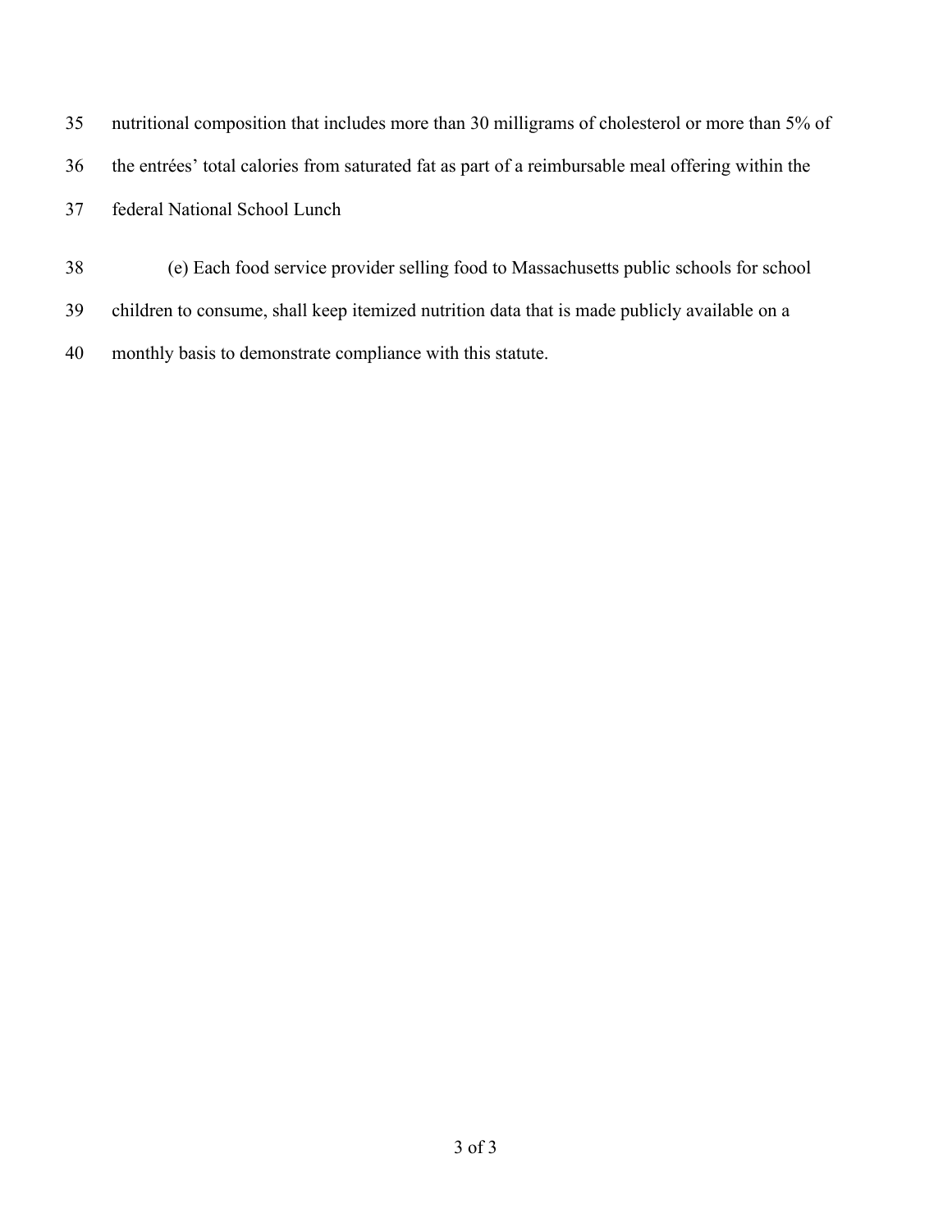nutritional composition that includes more than 30 milligrams of cholesterol or more than 5% of the entrées' total calories from saturated fat as part of a reimbursable meal offering within the federal National School Lunch

(e) Each food service provider selling food to Massachusetts public schools for school children to consume, shall keep itemized nutrition data that is made publicly available on a monthly basis to demonstrate compliance with this statute.